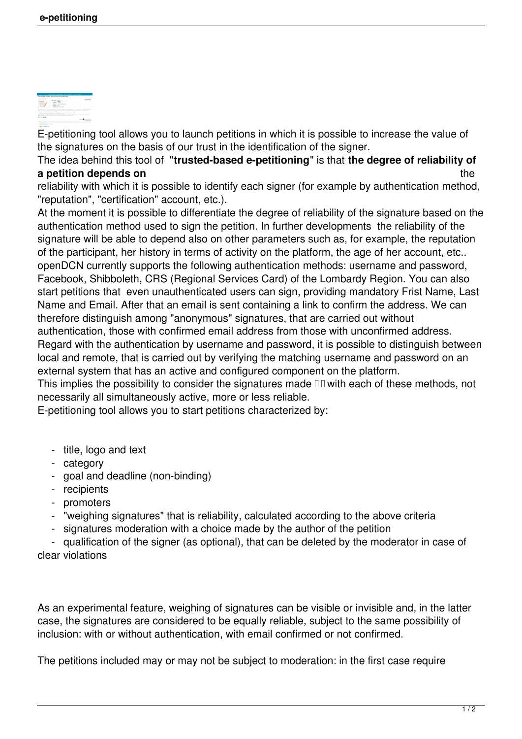E-petitioning tool allows you to launch petitions in which it is possible to increase the value of the signatures on the basis of our trust in the identification of the signer.

The idea behind this tool of "**trusted-based e-petitioning**" is that **the degree of reliability of a petition depends on** the reliability with which it is possible to identify each signer (for example by authentication method, "reputation", "certification" account, etc.).

At the moment it is possible to differentiate the degree of reliability of the signature based on the authentication method used to sign the petition. In further developments the reliability of the signature will be able to depend also on other parameters such as, for example, the reputation of the participant, her history in terms of activity on the platform, the age of her account, etc.. openDCN currently supports the following authentication methods: username and password, Facebook, Shibboleth, CRS (Regional Services Card) of the Lombardy Region. You can also start petitions that even unauthenticated users can sign, providing mandatory Frist Name, Last Name and Email. After that an email is sent containing a link to confirm the address. We can therefore distinguish among "anonymous" signatures, that are carried out without authentication, those with confirmed email address from those with unconfirmed address. Regard with the authentication by username and password, it is possible to distinguish between local and remote, that is carried out by verifying the matching username and password on an external system that has an active and configured component on the platform.

This implies the possibility to consider the signatures made with each of these methods, not necessarily all simultaneously active, more or less reliable.

E-petitioning tool allows you to start petitions characterized by:

- title, logo and text
- category
- goal and deadline (non-binding)
- recipients
- promoters
- "weighing signatures" that is reliability, calculated according to the above criteria
- signatures moderation with a choice made by the author of the petition
- qualification of the signer (as optional), that can be deleted by the moderator in case of clear violations

As an experimental feature, weighing of signatures can be visible or invisible and, in the latter case, the signatures are considered to be equally reliable, subject to the same possibility of inclusion: with or without authentication, with email confirmed or not confirmed.

The petitions included may or may not be subject to moderation: in the first case require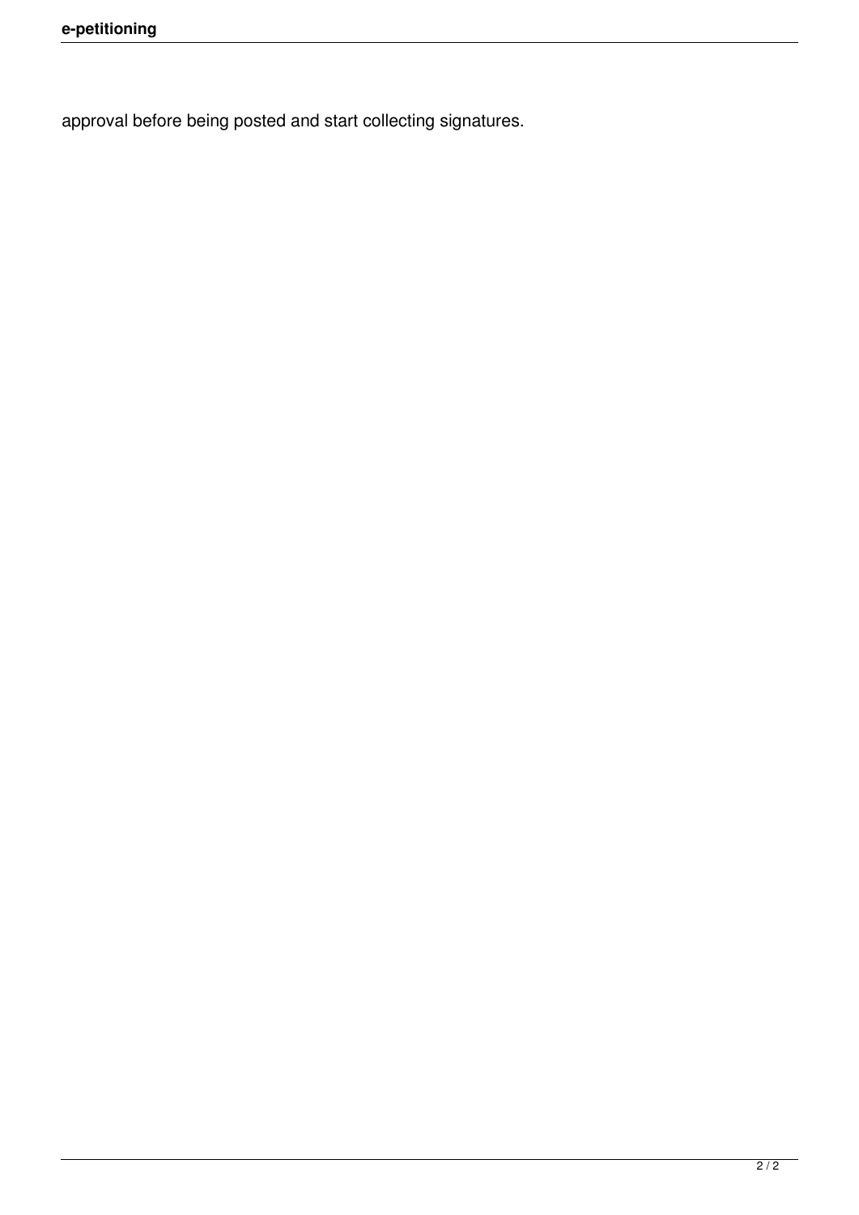approval before being posted and start collecting signatures.